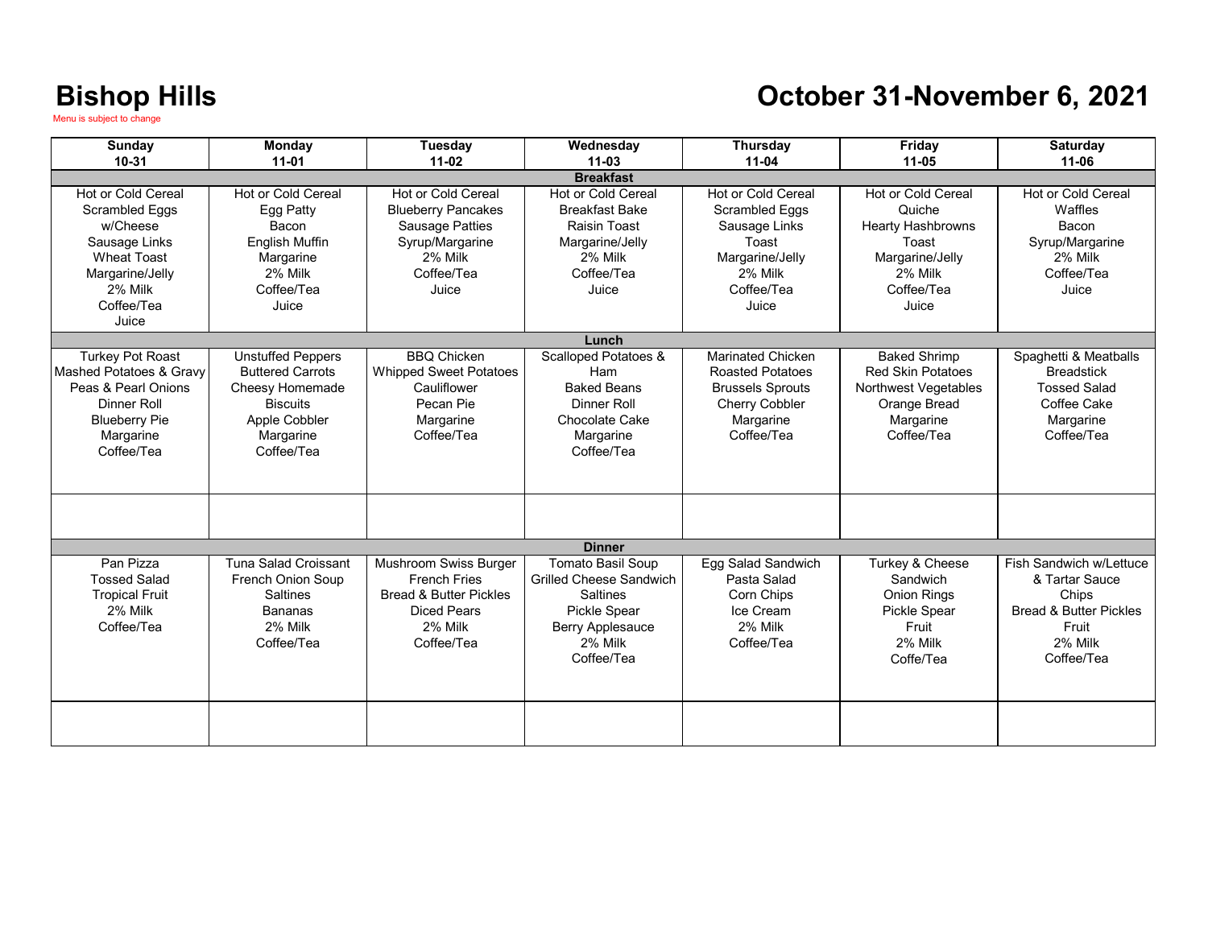# Bishop Hills

Menu is subject to change

# October 31-November 6, 2021

| Sunday 10-31 | Monday 11-01 | Tuesday 11-02 | Wednesday 11-03 | Thursday 11-04 | Friday 11-05 | Saturday 11-06 |
|---|---|---|---|---|---|---|
| **Breakfast** | | | | | | |
| Hot or Cold Cereal<br>Scrambled Eggs w/Cheese<br>Sausage Links<br>Wheat Toast<br>Margarine/Jelly<br>2% Milk<br>Coffee/Tea<br>Juice | Hot or Cold Cereal<br>Egg Patty<br>Bacon<br>English Muffin<br>Margarine<br>2% Milk<br>Coffee/Tea<br>Juice | Hot or Cold Cereal<br>Blueberry Pancakes<br>Sausage Patties<br>Syrup/Margarine<br>2% Milk<br>Coffee/Tea<br>Juice | Hot or Cold Cereal<br>Breakfast Bake<br>Raisin Toast<br>Margarine/Jelly<br>2% Milk<br>Coffee/Tea<br>Juice | Hot or Cold Cereal<br>Scrambled Eggs<br>Sausage Links<br>Toast<br>Margarine/Jelly<br>2% Milk<br>Coffee/Tea<br>Juice | Hot or Cold Cereal<br>Quiche<br>Hearty Hashbrowns<br>Toast<br>Margarine/Jelly<br>2% Milk<br>Coffee/Tea<br>Juice | Hot or Cold Cereal<br>Waffles<br>Bacon<br>Syrup/Margarine<br>2% Milk<br>Coffee/Tea<br>Juice |
| **Lunch** | | | | | | |
| Turkey Pot Roast<br>Mashed Potatoes & Gravy<br>Peas & Pearl Onions<br>Dinner Roll<br>Blueberry Pie<br>Margarine<br>Coffee/Tea | Unstuffed Peppers<br>Buttered Carrots<br>Cheesy Homemade Biscuits<br>Apple Cobbler<br>Margarine<br>Coffee/Tea | BBQ Chicken<br>Whipped Sweet Potatoes<br>Cauliflower<br>Pecan Pie<br>Margarine<br>Coffee/Tea | Scalloped Potatoes & Ham<br>Baked Beans<br>Dinner Roll<br>Chocolate Cake<br>Margarine<br>Coffee/Tea | Marinated Chicken<br>Roasted Potatoes<br>Brussels Sprouts<br>Cherry Cobbler<br>Margarine<br>Coffee/Tea | Baked Shrimp<br>Red Skin Potatoes<br>Northwest Vegetables<br>Orange Bread<br>Margarine<br>Coffee/Tea | Spaghetti & Meatballs<br>Breadstick<br>Tossed Salad<br>Coffee Cake<br>Margarine<br>Coffee/Tea |
| | | | | | | |
| **Dinner** | | | | | | |
| Pan Pizza<br>Tossed Salad<br>Tropical Fruit<br>2% Milk<br>Coffee/Tea | Tuna Salad Croissant<br>French Onion Soup<br>Saltines<br>Bananas<br>2% Milk<br>Coffee/Tea | Mushroom Swiss Burger<br>French Fries<br>Bread & Butter Pickles<br>Diced Pears<br>2% Milk<br>Coffee/Tea | Tomato Basil Soup<br>Grilled Cheese Sandwich<br>Saltines<br>Pickle Spear<br>Berry Applesauce<br>2% Milk<br>Coffee/Tea | Egg Salad Sandwich<br>Pasta Salad<br>Corn Chips<br>Ice Cream<br>2% Milk<br>Coffee/Tea | Turkey & Cheese Sandwich<br>Onion Rings<br>Pickle Spear<br>Fruit<br>2% Milk<br>Coffe/Tea | Fish Sandwich w/Lettuce & Tartar Sauce<br>Chips<br>Bread & Butter Pickles<br>Fruit<br>2% Milk<br>Coffee/Tea |
| | | | | | | |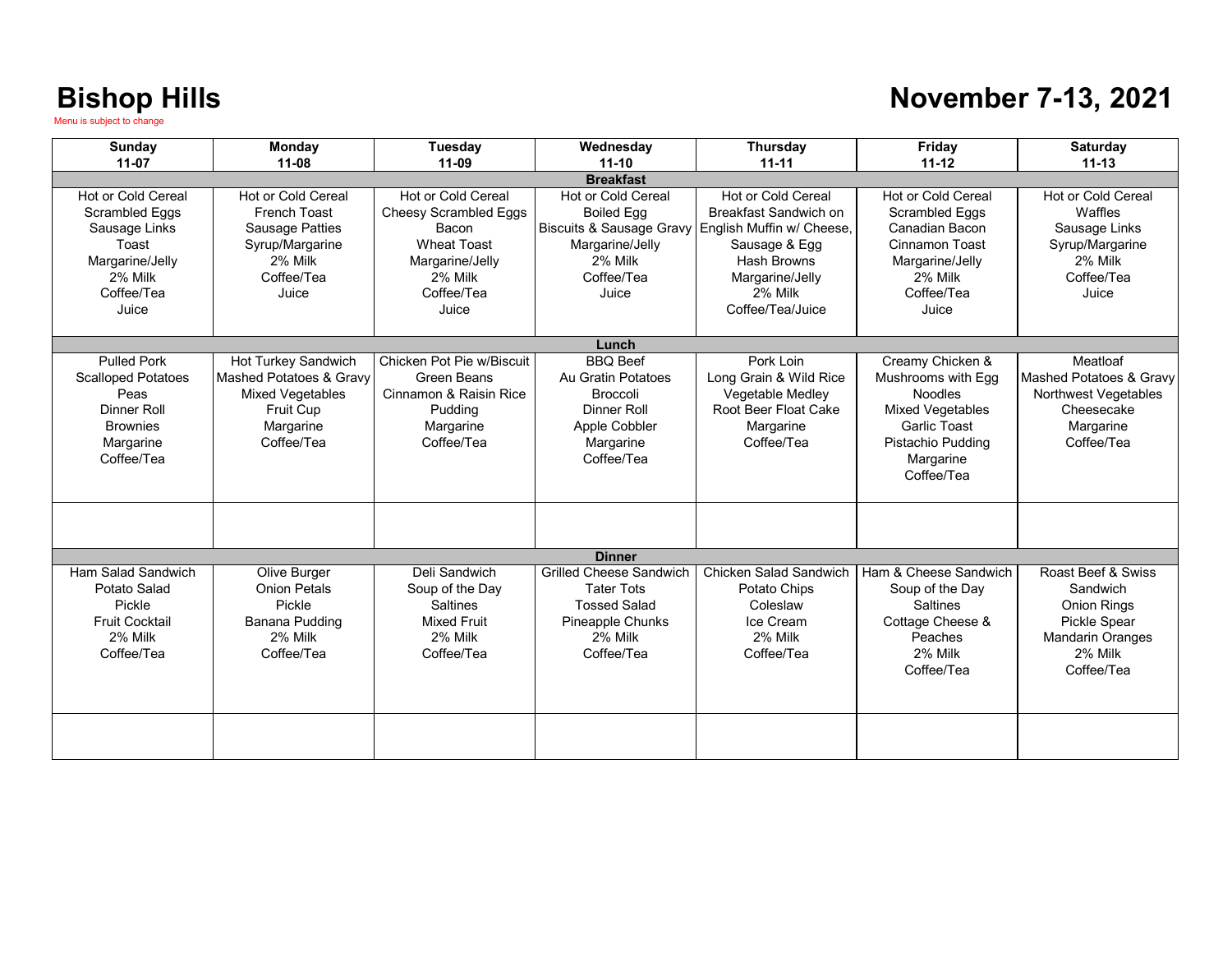# Bishop Hills

Menu is subject to change

# November 7-13, 2021

| Sunday 11-07 | Monday 11-08 | Tuesday 11-09 | Wednesday 11-10 | Thursday 11-11 | Friday 11-12 | Saturday 11-13 |
|---|---|---|---|---|---|---|
| **Breakfast** | | | | | | |
| Hot or Cold Cereal<br>Scrambled Eggs<br>Sausage Links<br>Toast<br>Margarine/Jelly<br>2% Milk<br>Coffee/Tea<br>Juice | Hot or Cold Cereal<br>French Toast<br>Sausage Patties<br>Syrup/Margarine<br>2% Milk<br>Coffee/Tea<br>Juice | Hot or Cold Cereal<br>Cheesy Scrambled Eggs<br>Bacon<br>Wheat Toast<br>Margarine/Jelly<br>2% Milk<br>Coffee/Tea<br>Juice | Hot or Cold Cereal<br>Boiled Egg<br>Biscuits & Sausage Gravy<br>Margarine/Jelly<br>2% Milk<br>Coffee/Tea<br>Juice | Hot or Cold Cereal<br>Breakfast Sandwich on English Muffin w/ Cheese, Sausage & Egg<br>Hash Browns<br>Margarine/Jelly<br>2% Milk<br>Coffee/Tea/Juice | Hot or Cold Cereal<br>Scrambled Eggs<br>Canadian Bacon<br>Cinnamon Toast<br>Margarine/Jelly<br>2% Milk<br>Coffee/Tea<br>Juice | Hot or Cold Cereal<br>Waffles<br>Sausage Links<br>Syrup/Margarine<br>2% Milk<br>Coffee/Tea<br>Juice |
| **Lunch** | | | | | | |
| Pulled Pork<br>Scalloped Potatoes<br>Peas<br>Dinner Roll<br>Brownies<br>Margarine<br>Coffee/Tea | Hot Turkey Sandwich<br>Mashed Potatoes & Gravy<br>Mixed Vegetables<br>Fruit Cup<br>Margarine<br>Coffee/Tea | Chicken Pot Pie w/Biscuit<br>Green Beans<br>Cinnamon & Raisin Rice<br>Pudding<br>Margarine<br>Coffee/Tea | BBQ Beef<br>Au Gratin Potatoes<br>Broccoli<br>Dinner Roll<br>Apple Cobbler<br>Margarine<br>Coffee/Tea | Pork Loin<br>Long Grain & Wild Rice<br>Vegetable Medley<br>Root Beer Float Cake<br>Margarine<br>Coffee/Tea | Creamy Chicken & Mushrooms with Egg Noodles<br>Mixed Vegetables<br>Garlic Toast<br>Pistachio Pudding<br>Margarine<br>Coffee/Tea | Meatloaf<br>Mashed Potatoes & Gravy<br>Northwest Vegetables<br>Cheesecake<br>Margarine<br>Coffee/Tea |
| | | | | | | |
| **Dinner** | | | | | | |
| Ham Salad Sandwich<br>Potato Salad<br>Pickle<br>Fruit Cocktail<br>2% Milk<br>Coffee/Tea | Olive Burger<br>Onion Petals<br>Pickle<br>Banana Pudding<br>2% Milk<br>Coffee/Tea | Deli Sandwich<br>Soup of the Day<br>Saltines<br>Mixed Fruit<br>2% Milk<br>Coffee/Tea | Grilled Cheese Sandwich<br>Tater Tots<br>Tossed Salad<br>Pineapple Chunks<br>2% Milk<br>Coffee/Tea | Chicken Salad Sandwich<br>Potato Chips<br>Coleslaw<br>Ice Cream<br>2% Milk<br>Coffee/Tea | Ham & Cheese Sandwich<br>Soup of the Day<br>Saltines<br>Cottage Cheese & Peaches<br>2% Milk<br>Coffee/Tea | Roast Beef & Swiss Sandwich<br>Onion Rings<br>Pickle Spear<br>Mandarin Oranges<br>2% Milk<br>Coffee/Tea |
| | | | | | | |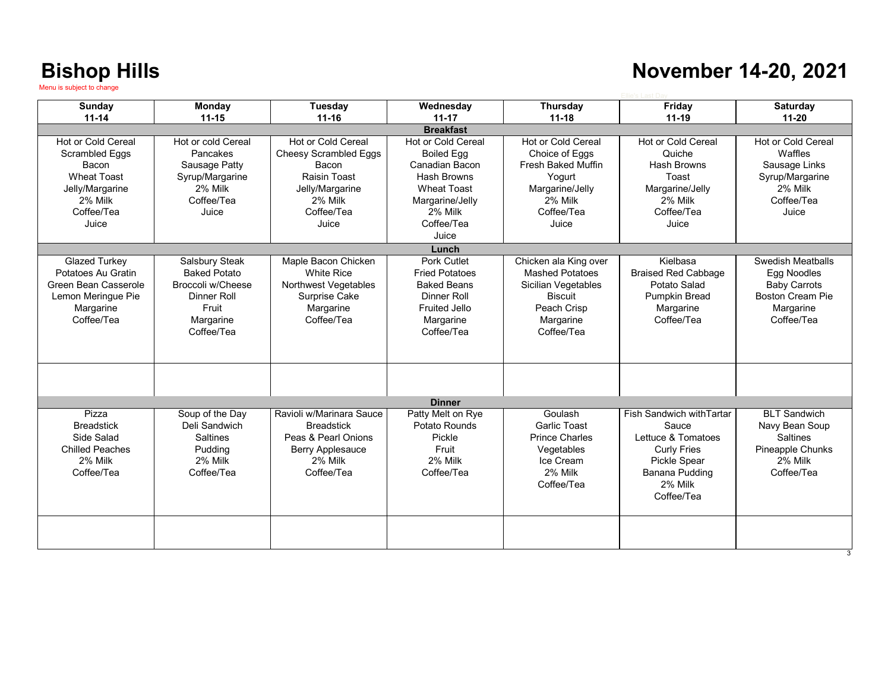# Bishop Hills

Menu is subject to change

# November 14-20, 2021

| Sunday 11-14 | Monday 11-15 | Tuesday 11-16 | Wednesday 11-17 | Thursday 11-18 | Friday 11-19 | Saturday 11-20 |
|---|---|---|---|---|---|---|
| **Breakfast** | | | | | | |
| Hot or Cold Cereal<br>Scrambled Eggs<br>Bacon<br>Wheat Toast<br>Jelly/Margarine<br>2% Milk<br>Coffee/Tea<br>Juice | Hot or cold Cereal<br>Pancakes<br>Sausage Patty<br>Syrup/Margarine<br>2% Milk<br>Coffee/Tea<br>Juice | Hot or Cold Cereal<br>Cheesy Scrambled Eggs<br>Bacon<br>Raisin Toast<br>Jelly/Margarine<br>2% Milk<br>Coffee/Tea<br>Juice | Hot or Cold Cereal<br>Boiled Egg<br>Canadian Bacon<br>Hash Browns<br>Wheat Toast<br>Margarine/Jelly<br>2% Milk<br>Coffee/Tea<br>Juice | Hot or Cold Cereal<br>Choice of Eggs<br>Fresh Baked Muffin<br>Yogurt<br>Margarine/Jelly<br>2% Milk<br>Coffee/Tea<br>Juice | Hot or Cold Cereal<br>Quiche<br>Hash Browns<br>Toast<br>Margarine/Jelly<br>2% Milk<br>Coffee/Tea<br>Juice | Hot or Cold Cereal<br>Waffles<br>Sausage Links<br>Syrup/Margarine<br>2% Milk<br>Coffee/Tea<br>Juice |
| **Lunch** | | | | | | |
| Glazed Turkey<br>Potatoes Au Gratin<br>Green Bean Casserole<br>Lemon Meringue Pie<br>Margarine<br>Coffee/Tea | Salsbury Steak<br>Baked Potato<br>Broccoli w/Cheese<br>Dinner Roll<br>Fruit<br>Margarine<br>Coffee/Tea | Maple Bacon Chicken<br>White Rice<br>Northwest Vegetables<br>Surprise Cake<br>Margarine<br>Coffee/Tea | Pork Cutlet<br>Fried Potatoes<br>Baked Beans<br>Dinner Roll<br>Fruited Jello<br>Margarine<br>Coffee/Tea | Chicken ala King over<br>Mashed Potatoes<br>Sicilian Vegetables<br>Biscuit<br>Peach Crisp<br>Margarine<br>Coffee/Tea | Kielbasa<br>Braised Red Cabbage<br>Potato Salad<br>Pumpkin Bread<br>Margarine<br>Coffee/Tea | Swedish Meatballs<br>Egg Noodles<br>Baby Carrots<br>Boston Cream Pie<br>Margarine<br>Coffee/Tea |
| | | | | | | |
| **Dinner** | | | | | | |
| Pizza<br>Breadstick<br>Side Salad<br>Chilled Peaches<br>2% Milk<br>Coffee/Tea | Soup of the Day<br>Deli Sandwich<br>Saltines<br>Pudding<br>2% Milk<br>Coffee/Tea | Ravioli w/Marinara Sauce<br>Breadstick<br>Peas & Pearl Onions<br>Berry Applesauce<br>2% Milk<br>Coffee/Tea | Patty Melt on Rye<br>Potato Rounds<br>Pickle<br>Fruit<br>2% Milk<br>Coffee/Tea | Goulash<br>Garlic Toast<br>Prince Charles<br>Vegetables<br>Ice Cream<br>2% Milk<br>Coffee/Tea | Fish Sandwich withTartar<br>Sauce<br>Lettuce & Tomatoes<br>Curly Fries<br>Pickle Spear<br>Banana Pudding<br>2% Milk<br>Coffee/Tea | BLT Sandwich<br>Navy Bean Soup<br>Saltines<br>Pineapple Chunks<br>2% Milk<br>Coffee/Tea |
| | | | | | | |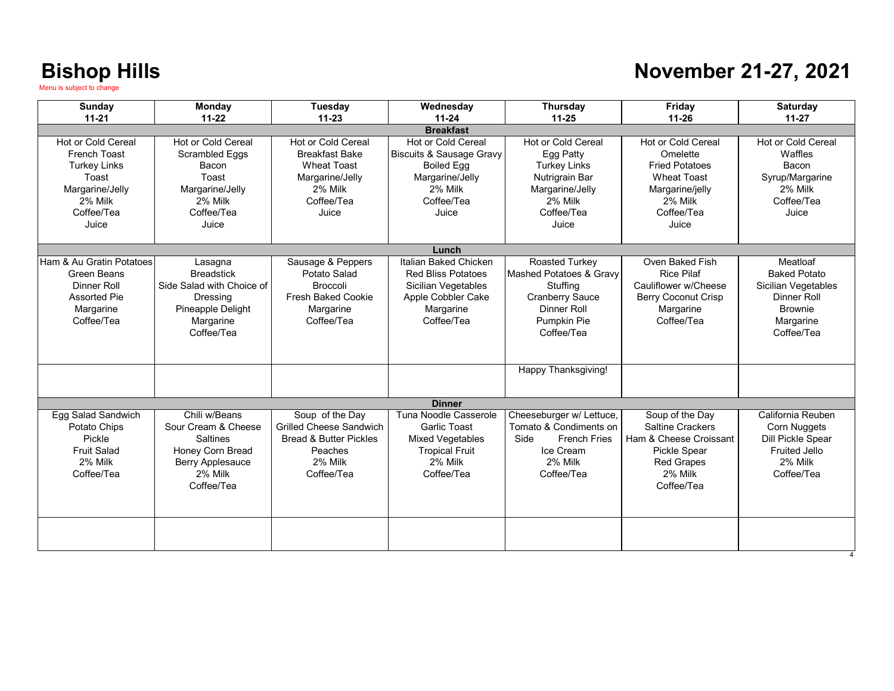# Bishop Hills

Menu is subject to change

# November 21-27, 2021

| Sunday 11-21 | Monday 11-22 | Tuesday 11-23 | Wednesday 11-24 | Thursday 11-25 | Friday 11-26 | Saturday 11-27 |
|---|---|---|---|---|---|---|
| **Breakfast** | | | | | | |
| Hot or Cold Cereal<br>French Toast<br>Turkey Links<br>Toast<br>Margarine/Jelly<br>2% Milk<br>Coffee/Tea<br>Juice | Hot or Cold Cereal<br>Scrambled Eggs<br>Bacon<br>Toast<br>Margarine/Jelly<br>2% Milk<br>Coffee/Tea<br>Juice | Hot or Cold Cereal<br>Breakfast Bake<br>Wheat Toast<br>Margarine/Jelly<br>2% Milk<br>Coffee/Tea<br>Juice | Hot or Cold Cereal<br>Biscuits & Sausage Gravy<br>Boiled Egg<br>Margarine/Jelly<br>2% Milk<br>Coffee/Tea<br>Juice | Hot or Cold Cereal<br>Egg Patty<br>Turkey Links<br>Nutrigrain Bar<br>Margarine/Jelly<br>2% Milk<br>Coffee/Tea<br>Juice | Hot or Cold Cereal<br>Omelette<br>Fried Potatoes<br>Wheat Toast<br>Margarine/jelly<br>2% Milk<br>Coffee/Tea<br>Juice | Hot or Cold Cereal<br>Waffles<br>Bacon<br>Syrup/Margarine<br>2% Milk<br>Coffee/Tea<br>Juice |
| **Lunch** | | | | | | |
| Ham & Au Gratin Potatoes<br>Green Beans<br>Dinner Roll<br>Assorted Pie<br>Margarine<br>Coffee/Tea | Lasagna<br>Breadstick<br>Side Salad with Choice of Dressing<br>Pineapple Delight<br>Margarine<br>Coffee/Tea | Sausage & Peppers<br>Potato Salad<br>Broccoli<br>Fresh Baked Cookie<br>Margarine<br>Coffee/Tea | Italian Baked Chicken<br>Red Bliss Potatoes<br>Sicilian Vegetables<br>Apple Cobbler Cake<br>Margarine<br>Coffee/Tea | Roasted Turkey<br>Mashed Potatoes & Gravy<br>Stuffing<br>Cranberry Sauce<br>Dinner Roll<br>Pumpkin Pie<br>Coffee/Tea | Oven Baked Fish<br>Rice Pilaf<br>Cauliflower w/Cheese<br>Berry Coconut Crisp<br>Margarine<br>Coffee/Tea | Meatloaf<br>Baked Potato<br>Sicilian Vegetables<br>Dinner Roll<br>Brownie<br>Margarine<br>Coffee/Tea |
| | | | | Happy Thanksgiving! | | |
| **Dinner** | | | | | | |
| Egg Salad Sandwich<br>Potato Chips<br>Pickle<br>Fruit Salad<br>2% Milk<br>Coffee/Tea | Chili w/Beans<br>Sour Cream & Cheese<br>Saltines<br>Honey Corn Bread<br>Berry Applesauce<br>2% Milk<br>Coffee/Tea | Soup of the Day<br>Grilled Cheese Sandwich<br>Bread & Butter Pickles<br>Peaches<br>2% Milk<br>Coffee/Tea | Tuna Noodle Casserole<br>Garlic Toast<br>Mixed Vegetables<br>Tropical Fruit<br>2% Milk<br>Coffee/Tea | Cheeseburger w/ Lettuce, Tomato & Condiments on Side<br>French Fries<br>Ice Cream<br>2% Milk<br>Coffee/Tea | Soup of the Day<br>Saltine Crackers<br>Ham & Cheese Croissant<br>Pickle Spear<br>Red Grapes<br>2% Milk<br>Coffee/Tea | California Reuben<br>Corn Nuggets<br>Dill Pickle Spear<br>Fruited Jello<br>2% Milk<br>Coffee/Tea |
| | | | | | | |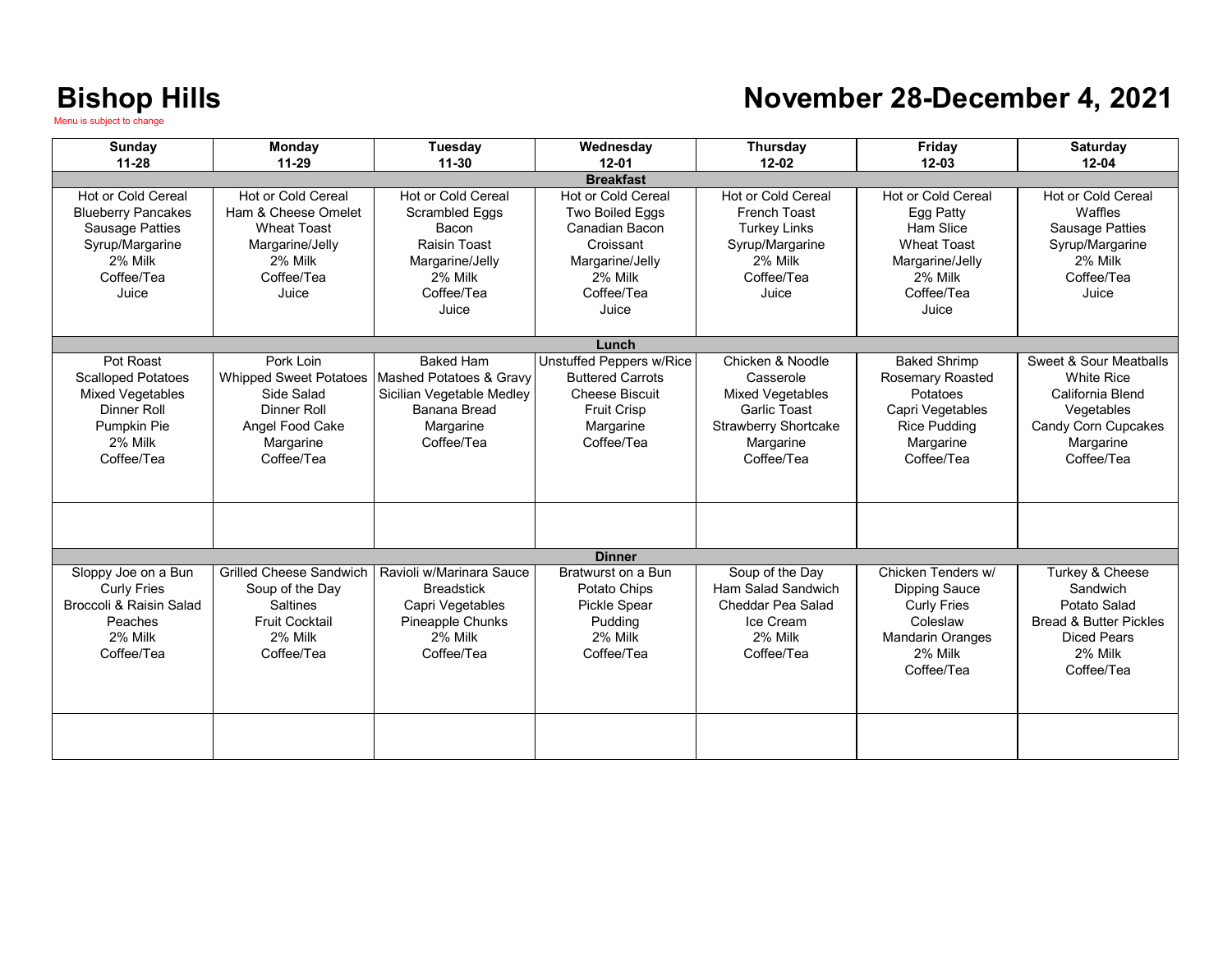# Bishop Hills

Menu is subject to change

# November 28-December 4, 2021

| Sunday<br>11-28 | Monday<br>11-29 | Tuesday<br>11-30 | Wednesday<br>12-01 | Thursday<br>12-02 | Friday<br>12-03 | Saturday<br>12-04 |
|---|---|---|---|---|---|---|
| **Breakfast** | | | | | | |
| Hot or Cold Cereal<br>Blueberry Pancakes<br>Sausage Patties<br>Syrup/Margarine<br>2% Milk<br>Coffee/Tea<br>Juice | Hot or Cold Cereal<br>Ham & Cheese Omelet<br>Wheat Toast<br>Margarine/Jelly<br>2% Milk<br>Coffee/Tea<br>Juice | Hot or Cold Cereal<br>Scrambled Eggs<br>Bacon<br>Raisin Toast<br>Margarine/Jelly<br>2% Milk<br>Coffee/Tea<br>Juice | Hot or Cold Cereal<br>Two Boiled Eggs<br>Canadian Bacon<br>Croissant<br>Margarine/Jelly<br>2% Milk<br>Coffee/Tea<br>Juice | Hot or Cold Cereal<br>French Toast<br>Turkey Links<br>Syrup/Margarine<br>2% Milk<br>Coffee/Tea<br>Juice | Hot or Cold Cereal<br>Egg Patty<br>Ham Slice<br>Wheat Toast<br>Margarine/Jelly<br>2% Milk<br>Coffee/Tea<br>Juice | Hot or Cold Cereal<br>Waffles<br>Sausage Patties<br>Syrup/Margarine<br>2% Milk<br>Coffee/Tea<br>Juice |
| **Lunch** | | | | | | |
| Pot Roast<br>Scalloped Potatoes<br>Mixed Vegetables<br>Dinner Roll<br>Pumpkin Pie<br>2% Milk<br>Coffee/Tea | Pork Loin<br>Whipped Sweet Potatoes<br>Side Salad<br>Dinner Roll<br>Angel Food Cake<br>Margarine<br>Coffee/Tea | Baked Ham<br>Mashed Potatoes & Gravy<br>Sicilian Vegetable Medley<br>Banana Bread<br>Margarine<br>Coffee/Tea | Unstuffed Peppers w/Rice<br>Buttered Carrots<br>Cheese Biscuit<br>Fruit Crisp<br>Margarine<br>Coffee/Tea | Chicken & Noodle Casserole<br>Mixed Vegetables<br>Garlic Toast<br>Strawberry Shortcake<br>Margarine<br>Coffee/Tea | Baked Shrimp<br>Rosemary Roasted Potatoes<br>Capri Vegetables<br>Rice Pudding<br>Margarine<br>Coffee/Tea | Sweet & Sour Meatballs<br>White Rice<br>California Blend Vegetables<br>Candy Corn Cupcakes<br>Margarine<br>Coffee/Tea |
| | | | | | | |
| **Dinner** | | | | | | |
| Sloppy Joe on a Bun<br>Curly Fries<br>Broccoli & Raisin Salad<br>Peaches<br>2% Milk<br>Coffee/Tea | Grilled Cheese Sandwich<br>Soup of the Day<br>Saltines<br>Fruit Cocktail<br>2% Milk<br>Coffee/Tea | Ravioli w/Marinara Sauce<br>Breadstick<br>Capri Vegetables<br>Pineapple Chunks<br>2% Milk<br>Coffee/Tea | Bratwurst on a Bun<br>Potato Chips<br>Pickle Spear<br>Pudding<br>2% Milk<br>Coffee/Tea | Soup of the Day<br>Ham Salad Sandwich<br>Cheddar Pea Salad<br>Ice Cream<br>2% Milk<br>Coffee/Tea | Chicken Tenders w/ Dipping Sauce<br>Curly Fries<br>Coleslaw<br>Mandarin Oranges<br>2% Milk<br>Coffee/Tea | Turkey & Cheese Sandwich<br>Potato Salad<br>Bread & Butter Pickles<br>Diced Pears<br>2% Milk<br>Coffee/Tea |
| | | | | | | |